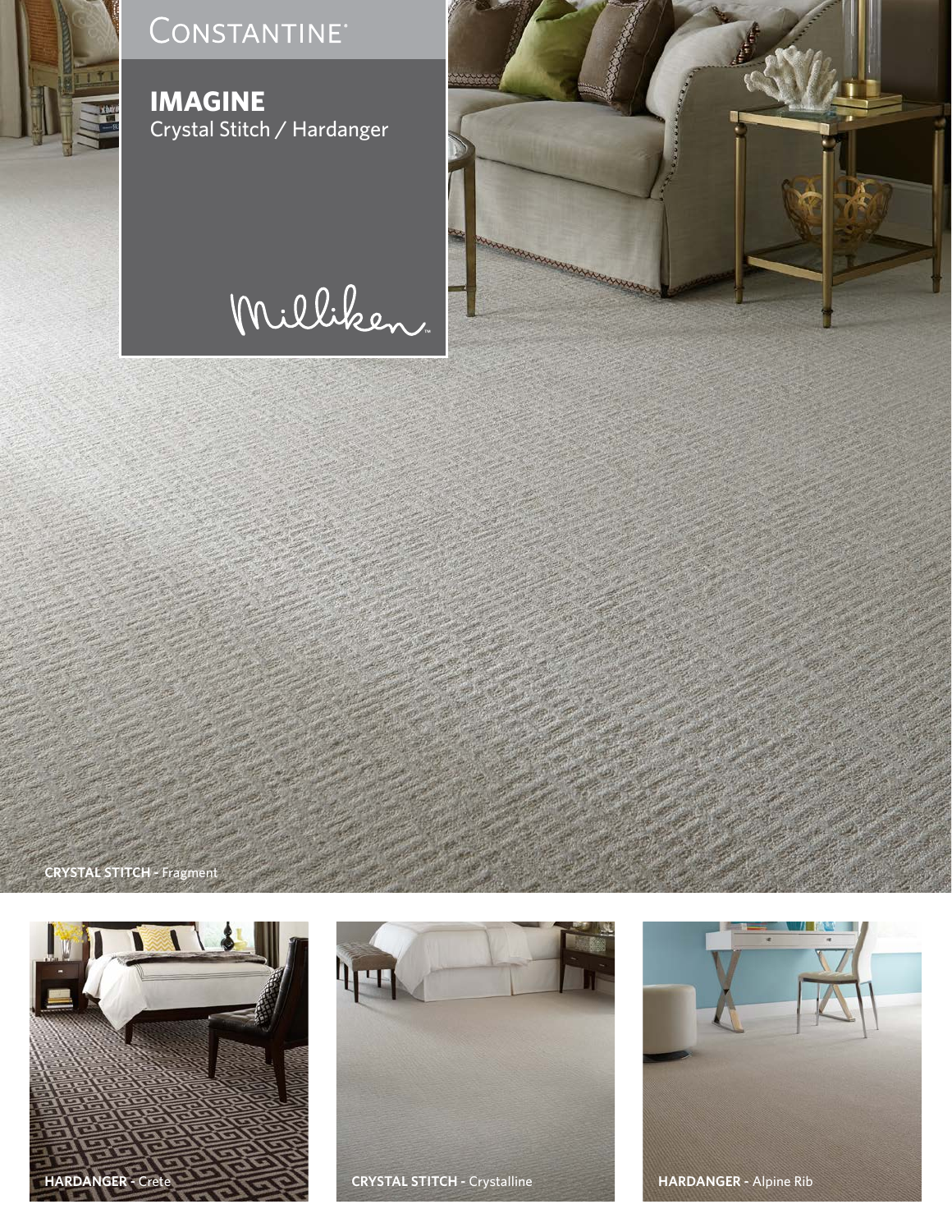CONSTANTINE®

# IMAGINE

Crystal Stitch / Hardanger

Milliken

**CRYSTAL STITCH -** Fragment

**HARDANGER -** Crete

**CRYSTAL STITCH -** Crystalline

**HARDANGER -** Alpine Rib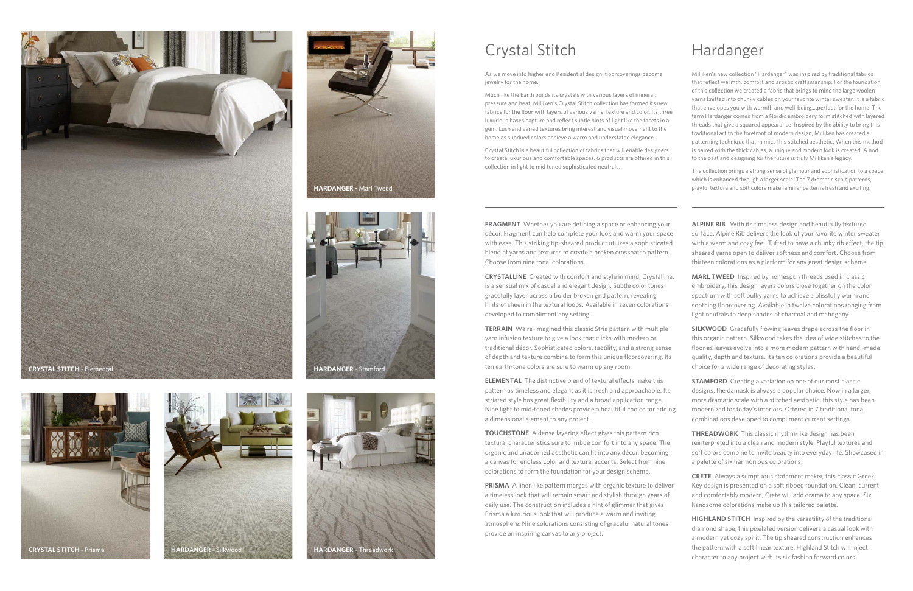CRYSTAL STITCH - Elemental

HARDANGER - Marl Tweed

HARDANGER - Stamford

CRYSTAL STITCH - Prisma

HARDANGER - Silkwood

HARDANGER - Threadwork

# Crystal Stitch

As we move into higher end Residential design, floorcoverings become jewelry for the home.

Much like the Earth builds its crystals with various layers of mineral, pressure and heat, Milliken's Crystal Stitch collection has formed its new fabrics for the floor with layers of various yarns, texture and color. Its three luxurious bases capture and reflect subtle hints of light like the facets in a gem. Lush and varied textures bring interest and visual movement to the home as subdued colors achieve a warm and understated elegance.

Crystal Stitch is a beautiful collection of fabrics that will enable designers to create luxurious and comfortable spaces. 6 products are offered in this collection in light to mid toned sophisticated neutrals.

**FRAGMENT** Whether you are defining a space or enhancing your décor, Fragment can help complete your look and warm your space with ease. This striking tip-sheared product utilizes a sophisticated blend of yarns and textures to create a broken crosshatch pattern. Choose from nine tonal colorations.

**CRYSTALLINE** Created with comfort and style in mind, Crystalline, is a sensual mix of casual and elegant design. Subtle color tones gracefully layer across a bolder broken grid pattern, revealing hints of sheen in the textural loops. Available in seven colorations developed to compliment any setting.

**TERRAIN** We re-imagined this classic Stria pattern with multiple yarn infusion texture to give a look that clicks with modern or traditional décor. Sophisticated colors, tactility, and a strong sense of depth and texture combine to form this unique floorcovering. Its ten earth-tone colors are sure to warm up any room.

**ELEMENTAL** The distinctive blend of textural effects make this pattern as timeless and elegant as it is fresh and approachable. Its striated style has great flexibility and a broad application range. Nine light to mid-toned shades provide a beautiful choice for adding a dimensional element to any project.

**TOUCHSTONE** A dense layering effect gives this pattern rich textural characteristics sure to imbue comfort into any space. The organic and unadorned aesthetic can fit into any décor, becoming a canvas for endless color and textural accents. Select from nine colorations to form the foundation for your design scheme.

**PRISMA** A linen like pattern merges with organic texture to deliver a timeless look that will remain smart and stylish through years of daily use. The construction includes a hint of glimmer that gives Prisma a luxurious look that will produce a warm and inviting atmosphere. Nine colorations consisting of graceful natural tones provide an inspiring canvas to any project.

# Hardanger

Milliken's new collection "Hardanger" was inspired by traditional fabrics that reflect warmth, comfort and artistic craftsmanship. For the foundation of this collection we created a fabric that brings to mind the large woolen yarns knitted into chunky cables on your favorite winter sweater. It is a fabric that envelopes you with warmth and well-being....perfect for the home. The term Hardanger comes from a Nordic embroidery form stitched with layered threads that give a squared appearance. Inspired by the ability to bring this traditional art to the forefront of modern design, Milliken has created a patterning technique that mimics this stitched aesthetic. When this method is paired with the thick cables, a unique and modern look is created. A nod to the past and designing for the future is truly Milliken's legacy.

The collection brings a strong sense of glamour and sophistication to a space which is enhanced through a larger scale. The 7 dramatic scale patterns, playful texture and soft colors make familiar patterns fresh and exciting.

**ALPINE RIB** With its timeless design and beautifully textured surface, Alpine Rib delivers the look of your favorite winter sweater with a warm and cozy feel. Tufted to have a chunky rib effect, the tip sheared yarns open to deliver softness and comfort. Choose from thirteen colorations as a platform for any great design scheme.

**MARL TWEED** Inspired by homespun threads used in classic embroidery, this design layers colors close together on the color spectrum with soft bulky yarns to achieve a blissfully warm and soothing floorcovering. Available in twelve colorations ranging from light neutrals to deep shades of charcoal and mahogany.

**SILKWOOD** Gracefully flowing leaves drape across the floor in this organic pattern. Silkwood takes the idea of wide stitches to the floor as leaves evolve into a more modern pattern with hand -made quality, depth and texture. Its ten colorations provide a beautiful choice for a wide range of decorating styles.

**STAMFORD** Creating a variation on one of our most classic designs, the damask is always a popular choice. Now in a larger, more dramatic scale with a stitched aesthetic, this style has been modernized for today's interiors. Offered in 7 traditional tonal combinations developed to compliment current settings.

**THREADWORK** This classic rhythm-like design has been reinterpreted into a clean and modern style. Playful textures and soft colors combine to invite beauty into everyday life. Showcased in a palette of six harmonious colorations.

**CRETE** Always a sumptuous statement maker, this classic Greek Key design is presented on a soft ribbed foundation. Clean, current and comfortably modern, Crete will add drama to any space. Six handsome colorations make up this tailored palette.

**HIGHLAND STITCH** Inspired by the versatility of the traditional diamond shape, this pixelated version delivers a casual look with a modern yet cozy spirit. The tip sheared construction enhances the pattern with a soft linear texture. Highland Stitch will inject character to any project with its six fashion forward colors.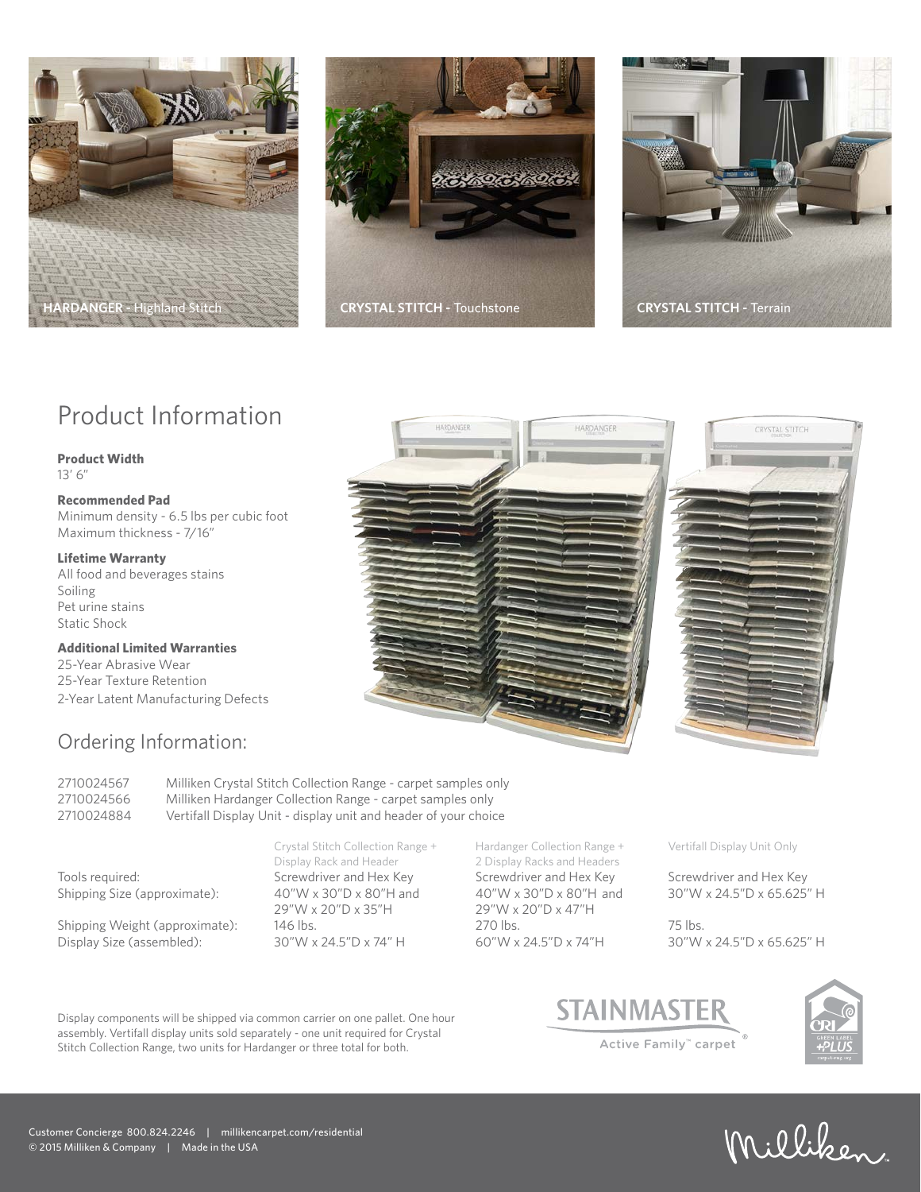**HARDANGER -** Highland Stitch

**CRYSTAL STITCH -** Touchstone

**CRYSTAL STITCH -** Terrain

## Product Information

**Product Width**
13' 6"

**Recommended Pad**
Minimum density - 6.5 lbs per cubic foot
Maximum thickness - 7/16"

**Lifetime Warranty**
All food and beverages stains
Soiling
Pet urine stains
Static Shock

**Additional Limited Warranties**
25-Year Abrasive Wear
25-Year Texture Retention
2-Year Latent Manufacturing Defects

## Ordering Information:

| | |
|---|---|
| 2710024567 | Milliken Crystal Stitch Collection Range - carpet samples only |
| 2710024566 | Milliken Hardanger Collection Range - carpet samples only |
| 2710024884 | Vertifall Display Unit - display unit and header of your choice |

| | Crystal Stitch Collection Range + Display Rack and Header | Hardanger Collection Range + 2 Display Racks and Headers | Vertifall Display Unit Only |
|---|---|---|---|
| Tools required: | Screwdriver and Hex Key | Screwdriver and Hex Key | Screwdriver and Hex Key |
| Shipping Size (approximate): | 40"W x 30"D x 80"H and 29"W x 20"D x 35"H | 40"W x 30"D x 80"H and 29"W x 20"D x 47"H | 30"W x 24.5"D x 65.625" H |
| Shipping Weight (approximate): | 146 lbs. | 270 lbs. | 75 lbs. |
| Display Size (assembled): | 30"W x 24.5"D x 74" H | 60"W x 24.5"D x 74"H | 30"W x 24.5"D x 65.625" H |

Display components will be shipped via common carrier on one pallet. One hour assembly. Vertifall display units sold separately - one unit required for Crystal Stitch Collection Range, two units for Hardanger or three total for both.

STAINMASTER
Active Family™ carpet

Customer Concierge 800.824.2246 | millikencarpet.com/residential
© 2015 Milliken & Company | Made in the USA